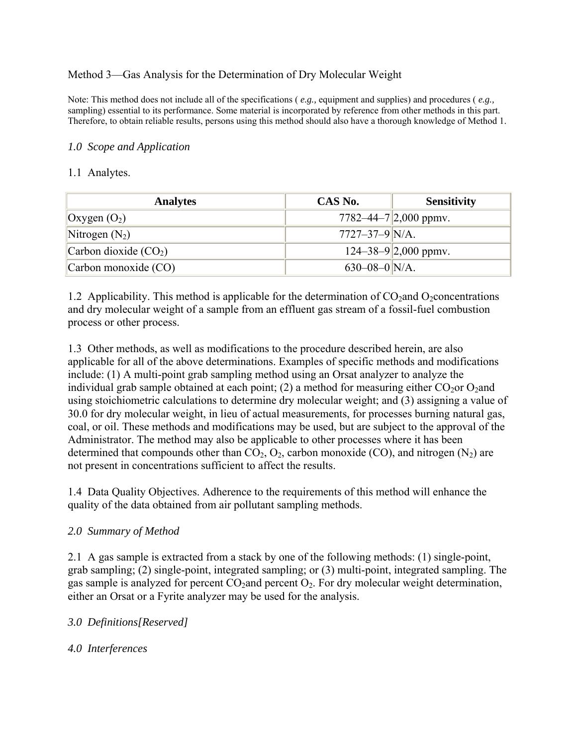# Method 3—Gas Analysis for the Determination of Dry Molecular Weight

Note: This method does not include all of the specifications ( *e.g.,* equipment and supplies) and procedures ( *e.g.,* sampling) essential to its performance. Some material is incorporated by reference from other methods in this part. Therefore, to obtain reliable results, persons using this method should also have a thorough knowledge of Method 1.

## *1.0 Scope and Application*

1.1 Analytes.

| Analytes | CAS No. | Sensitivity |
| --- | --- | --- |
| Oxygen ($O_2$) | 7782–44–7 | 2,000 ppmv. |
| Nitrogen ($N_2$) | 7727–37–9 | N/A. |
| Carbon dioxide ($CO_2$) | 124–38–9 | 2,000 ppmv. |
| Carbon monoxide (CO) | 630–08–0 | N/A. |

1.2 Applicability. This method is applicable for the determination of $CO_2$and $O_2$concentrations and dry molecular weight of a sample from an effluent gas stream of a fossil-fuel combustion process or other process.

1.3 Other methods, as well as modifications to the procedure described herein, are also applicable for all of the above determinations. Examples of specific methods and modifications include: (1) A multi-point grab sampling method using an Orsat analyzer to analyze the individual grab sample obtained at each point; (2) a method for measuring either $CO_2$or $O_2$and using stoichiometric calculations to determine dry molecular weight; and (3) assigning a value of 30.0 for dry molecular weight, in lieu of actual measurements, for processes burning natural gas, coal, or oil. These methods and modifications may be used, but are subject to the approval of the Administrator. The method may also be applicable to other processes where it has been determined that compounds other than $CO_2$, $O_2$, carbon monoxide (CO), and nitrogen ($N_2$) are not present in concentrations sufficient to affect the results.

1.4 Data Quality Objectives. Adherence to the requirements of this method will enhance the quality of the data obtained from air pollutant sampling methods.

## *2.0 Summary of Method*

2.1 A gas sample is extracted from a stack by one of the following methods: (1) single-point, grab sampling; (2) single-point, integrated sampling; or (3) multi-point, integrated sampling. The gas sample is analyzed for percent $CO_2$and percent $O_2$. For dry molecular weight determination, either an Orsat or a Fyrite analyzer may be used for the analysis.

## *3.0 Definitions[Reserved]*

## *4.0 Interferences*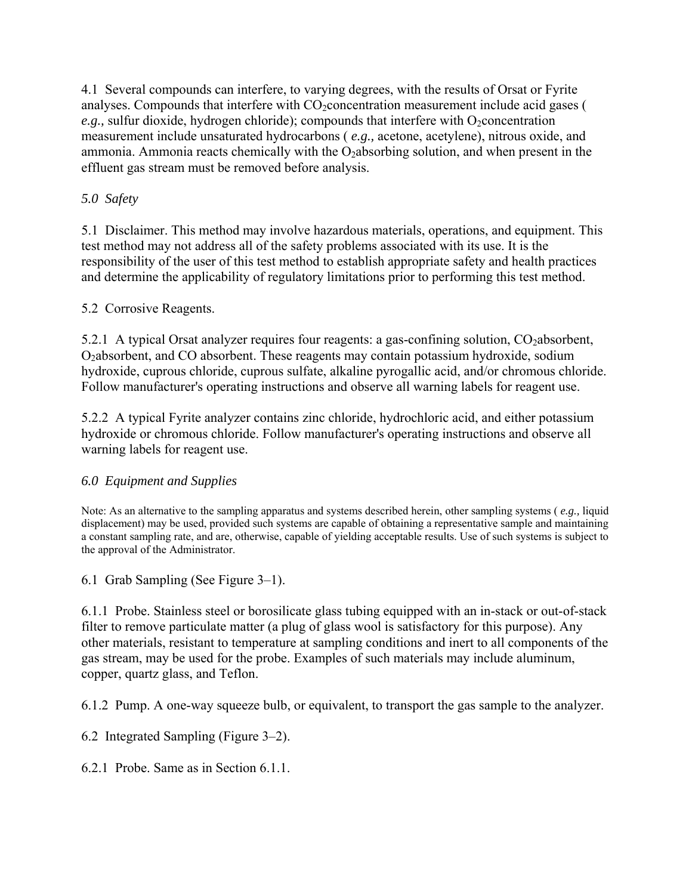4.1 Several compounds can interfere, to varying degrees, with the results of Orsat or Fyrite analyses. Compounds that interfere with $CO_2$ concentration measurement include acid gases ( *e.g.,* sulfur dioxide, hydrogen chloride); compounds that interfere with $O_2$ concentration measurement include unsaturated hydrocarbons ( *e.g.,* acetone, acetylene), nitrous oxide, and ammonia. Ammonia reacts chemically with the $O_2$ absorbing solution, and when present in the effluent gas stream must be removed before analysis.

## *5.0 Safety*

5.1 Disclaimer. This method may involve hazardous materials, operations, and equipment. This test method may not address all of the safety problems associated with its use. It is the responsibility of the user of this test method to establish appropriate safety and health practices and determine the applicability of regulatory limitations prior to performing this test method.

5.2 Corrosive Reagents.

5.2.1 A typical Orsat analyzer requires four reagents: a gas-confining solution, $CO_2$ absorbent, $O_2$ absorbent, and CO absorbent. These reagents may contain potassium hydroxide, sodium hydroxide, cuprous chloride, cuprous sulfate, alkaline pyrogallic acid, and/or chromous chloride. Follow manufacturer's operating instructions and observe all warning labels for reagent use.

5.2.2 A typical Fyrite analyzer contains zinc chloride, hydrochloric acid, and either potassium hydroxide or chromous chloride. Follow manufacturer's operating instructions and observe all warning labels for reagent use.

## *6.0 Equipment and Supplies*

Note: As an alternative to the sampling apparatus and systems described herein, other sampling systems ( *e.g.,* liquid displacement) may be used, provided such systems are capable of obtaining a representative sample and maintaining a constant sampling rate, and are, otherwise, capable of yielding acceptable results. Use of such systems is subject to the approval of the Administrator.

6.1 Grab Sampling (See Figure 3–1).

6.1.1 Probe. Stainless steel or borosilicate glass tubing equipped with an in-stack or out-of-stack filter to remove particulate matter (a plug of glass wool is satisfactory for this purpose). Any other materials, resistant to temperature at sampling conditions and inert to all components of the gas stream, may be used for the probe. Examples of such materials may include aluminum, copper, quartz glass, and Teflon.

6.1.2 Pump. A one-way squeeze bulb, or equivalent, to transport the gas sample to the analyzer.

6.2 Integrated Sampling (Figure 3–2).

6.2.1 Probe. Same as in Section 6.1.1.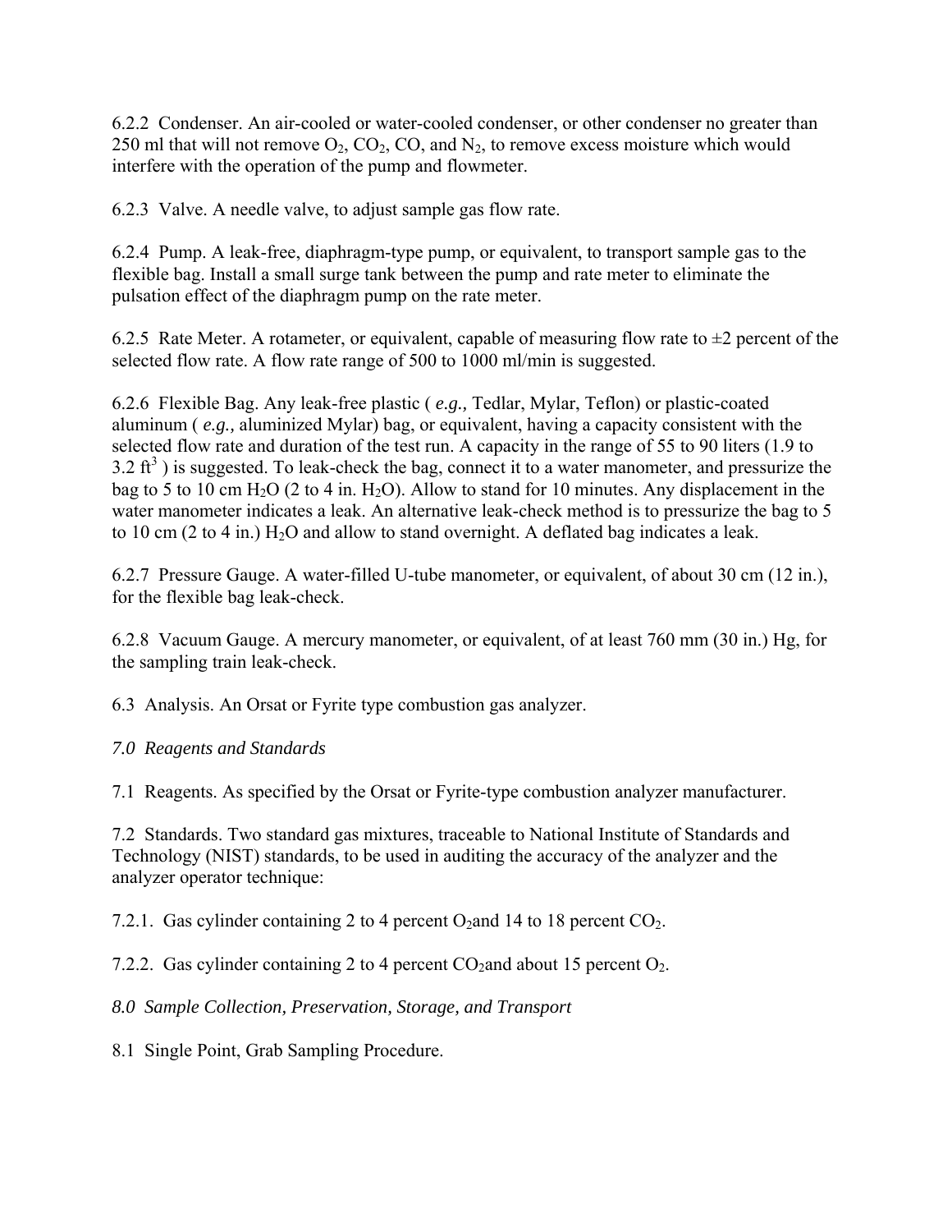6.2.2  Condenser. An air-cooled or water-cooled condenser, or other condenser no greater than 250 ml that will not remove $O_2$, $CO_2$, CO, and $N_2$, to remove excess moisture which would interfere with the operation of the pump and flowmeter.

6.2.3  Valve. A needle valve, to adjust sample gas flow rate.

6.2.4  Pump. A leak-free, diaphragm-type pump, or equivalent, to transport sample gas to the flexible bag. Install a small surge tank between the pump and rate meter to eliminate the pulsation effect of the diaphragm pump on the rate meter.

6.2.5  Rate Meter. A rotameter, or equivalent, capable of measuring flow rate to ±2 percent of the selected flow rate. A flow rate range of 500 to 1000 ml/min is suggested.

6.2.6  Flexible Bag. Any leak-free plastic ( *e.g.,* Tedlar, Mylar, Teflon) or plastic-coated aluminum ( *e.g.,* aluminized Mylar) bag, or equivalent, having a capacity consistent with the selected flow rate and duration of the test run. A capacity in the range of 55 to 90 liters (1.9 to 3.2 $ft^3$ ) is suggested. To leak-check the bag, connect it to a water manometer, and pressurize the bag to 5 to 10 cm $H_2O$ (2 to 4 in. $H_2O$). Allow to stand for 10 minutes. Any displacement in the water manometer indicates a leak. An alternative leak-check method is to pressurize the bag to 5 to 10 cm (2 to 4 in.) $H_2O$ and allow to stand overnight. A deflated bag indicates a leak.

6.2.7  Pressure Gauge. A water-filled U-tube manometer, or equivalent, of about 30 cm (12 in.), for the flexible bag leak-check.

6.2.8  Vacuum Gauge. A mercury manometer, or equivalent, of at least 760 mm (30 in.) Hg, for the sampling train leak-check.

6.3  Analysis. An Orsat or Fyrite type combustion gas analyzer.

*7.0  Reagents and Standards*

7.1  Reagents. As specified by the Orsat or Fyrite-type combustion analyzer manufacturer.

7.2  Standards. Two standard gas mixtures, traceable to National Institute of Standards and Technology (NIST) standards, to be used in auditing the accuracy of the analyzer and the analyzer operator technique:

7.2.1.  Gas cylinder containing 2 to 4 percent $O_2$and 14 to 18 percent $CO_2$.

7.2.2.  Gas cylinder containing 2 to 4 percent $CO_2$and about 15 percent $O_2$.

*8.0  Sample Collection, Preservation, Storage, and Transport*

8.1  Single Point, Grab Sampling Procedure.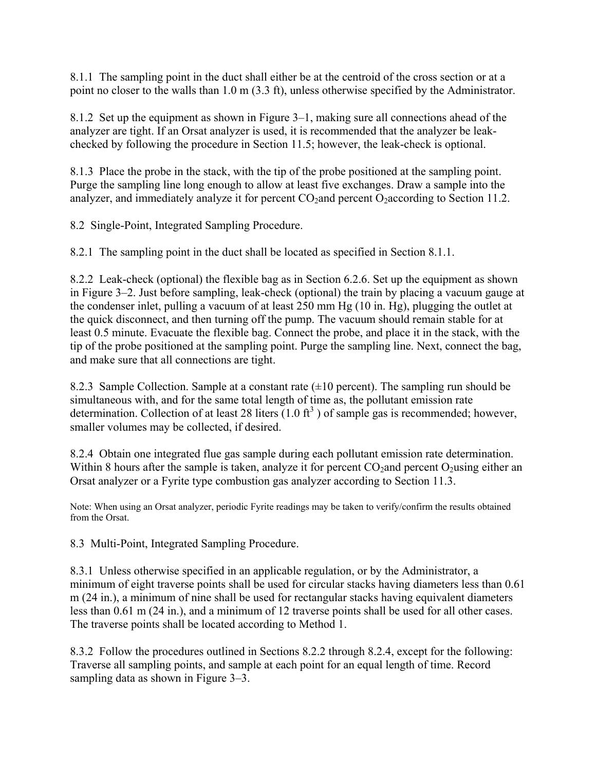8.1.1 The sampling point in the duct shall either be at the centroid of the cross section or at a point no closer to the walls than 1.0 m (3.3 ft), unless otherwise specified by the Administrator.

8.1.2 Set up the equipment as shown in Figure 3–1, making sure all connections ahead of the analyzer are tight. If an Orsat analyzer is used, it is recommended that the analyzer be leak-checked by following the procedure in Section 11.5; however, the leak-check is optional.

8.1.3 Place the probe in the stack, with the tip of the probe positioned at the sampling point. Purge the sampling line long enough to allow at least five exchanges. Draw a sample into the analyzer, and immediately analyze it for percent $CO_2$ and percent $O_2$ according to Section 11.2.

8.2 Single-Point, Integrated Sampling Procedure.

8.2.1 The sampling point in the duct shall be located as specified in Section 8.1.1.

8.2.2 Leak-check (optional) the flexible bag as in Section 6.2.6. Set up the equipment as shown in Figure 3–2. Just before sampling, leak-check (optional) the train by placing a vacuum gauge at the condenser inlet, pulling a vacuum of at least 250 mm Hg (10 in. Hg), plugging the outlet at the quick disconnect, and then turning off the pump. The vacuum should remain stable for at least 0.5 minute. Evacuate the flexible bag. Connect the probe, and place it in the stack, with the tip of the probe positioned at the sampling point. Purge the sampling line. Next, connect the bag, and make sure that all connections are tight.

8.2.3 Sample Collection. Sample at a constant rate (±10 percent). The sampling run should be simultaneous with, and for the same total length of time as, the pollutant emission rate determination. Collection of at least 28 liters (1.0 $ft^3$ ) of sample gas is recommended; however, smaller volumes may be collected, if desired.

8.2.4 Obtain one integrated flue gas sample during each pollutant emission rate determination. Within 8 hours after the sample is taken, analyze it for percent $CO_2$ and percent $O_2$ using either an Orsat analyzer or a Fyrite type combustion gas analyzer according to Section 11.3.

Note: When using an Orsat analyzer, periodic Fyrite readings may be taken to verify/confirm the results obtained from the Orsat.

8.3 Multi-Point, Integrated Sampling Procedure.

8.3.1 Unless otherwise specified in an applicable regulation, or by the Administrator, a minimum of eight traverse points shall be used for circular stacks having diameters less than 0.61 m (24 in.), a minimum of nine shall be used for rectangular stacks having equivalent diameters less than 0.61 m (24 in.), and a minimum of 12 traverse points shall be used for all other cases. The traverse points shall be located according to Method 1.

8.3.2 Follow the procedures outlined in Sections 8.2.2 through 8.2.4, except for the following: Traverse all sampling points, and sample at each point for an equal length of time. Record sampling data as shown in Figure 3–3.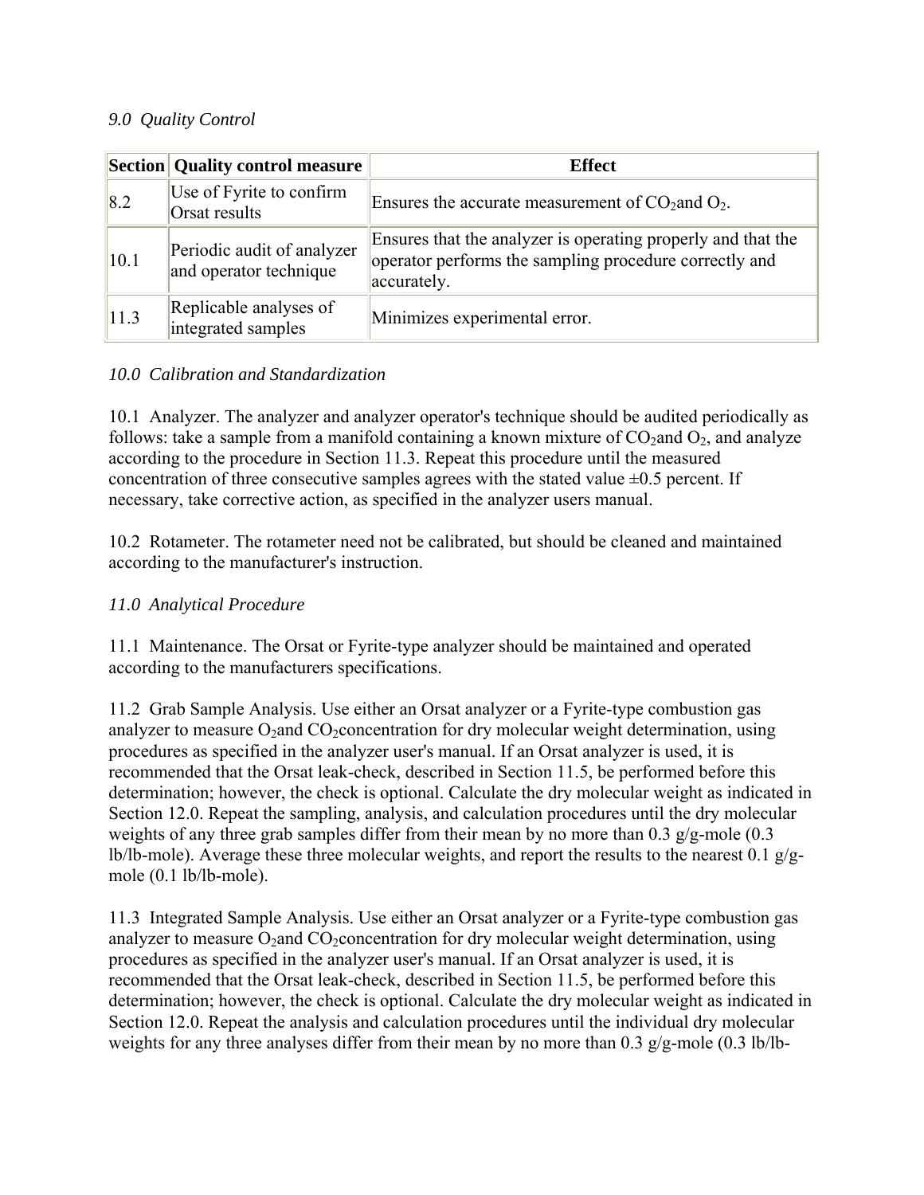*9.0 Quality Control*

| Section | Quality control measure | Effect |
| --- | --- | --- |
| 8.2 | Use of Fyrite to confirm Orsat results | Ensures the accurate measurement of $CO_2$and $O_2$. |
| 10.1 | Periodic audit of analyzer and operator technique | Ensures that the analyzer is operating properly and that the operator performs the sampling procedure correctly and accurately. |
| 11.3 | Replicable analyses of integrated samples | Minimizes experimental error. |

*10.0 Calibration and Standardization*

10.1 Analyzer. The analyzer and analyzer operator's technique should be audited periodically as follows: take a sample from a manifold containing a known mixture of $CO_2$and $O_2$, and analyze according to the procedure in Section 11.3. Repeat this procedure until the measured concentration of three consecutive samples agrees with the stated value ±0.5 percent. If necessary, take corrective action, as specified in the analyzer users manual.

10.2 Rotameter. The rotameter need not be calibrated, but should be cleaned and maintained according to the manufacturer's instruction.

*11.0 Analytical Procedure*

11.1 Maintenance. The Orsat or Fyrite-type analyzer should be maintained and operated according to the manufacturers specifications.

11.2 Grab Sample Analysis. Use either an Orsat analyzer or a Fyrite-type combustion gas analyzer to measure $O_2$and $CO_2$concentration for dry molecular weight determination, using procedures as specified in the analyzer user's manual. If an Orsat analyzer is used, it is recommended that the Orsat leak-check, described in Section 11.5, be performed before this determination; however, the check is optional. Calculate the dry molecular weight as indicated in Section 12.0. Repeat the sampling, analysis, and calculation procedures until the dry molecular weights of any three grab samples differ from their mean by no more than 0.3 g/g-mole (0.3 lb/lb-mole). Average these three molecular weights, and report the results to the nearest 0.1 g/g-mole (0.1 lb/lb-mole).

11.3 Integrated Sample Analysis. Use either an Orsat analyzer or a Fyrite-type combustion gas analyzer to measure $O_2$and $CO_2$concentration for dry molecular weight determination, using procedures as specified in the analyzer user's manual. If an Orsat analyzer is used, it is recommended that the Orsat leak-check, described in Section 11.5, be performed before this determination; however, the check is optional. Calculate the dry molecular weight as indicated in Section 12.0. Repeat the analysis and calculation procedures until the individual dry molecular weights for any three analyses differ from their mean by no more than 0.3 g/g-mole (0.3 lb/lb-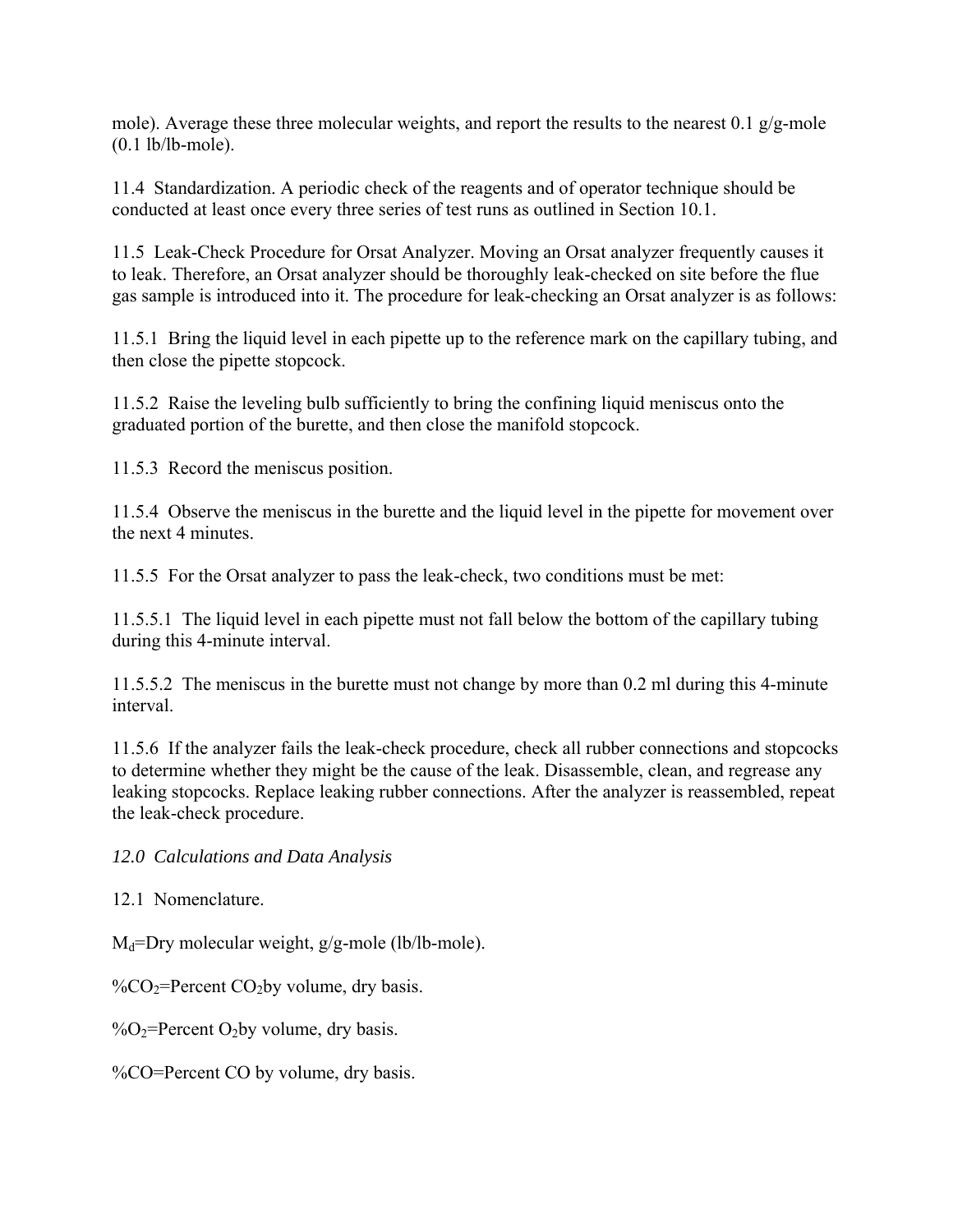mole). Average these three molecular weights, and report the results to the nearest 0.1 g/g-mole (0.1 lb/lb-mole).

11.4 Standardization. A periodic check of the reagents and of operator technique should be conducted at least once every three series of test runs as outlined in Section 10.1.

11.5 Leak-Check Procedure for Orsat Analyzer. Moving an Orsat analyzer frequently causes it to leak. Therefore, an Orsat analyzer should be thoroughly leak-checked on site before the flue gas sample is introduced into it. The procedure for leak-checking an Orsat analyzer is as follows:

11.5.1 Bring the liquid level in each pipette up to the reference mark on the capillary tubing, and then close the pipette stopcock.

11.5.2 Raise the leveling bulb sufficiently to bring the confining liquid meniscus onto the graduated portion of the burette, and then close the manifold stopcock.

11.5.3 Record the meniscus position.

11.5.4 Observe the meniscus in the burette and the liquid level in the pipette for movement over the next 4 minutes.

11.5.5 For the Orsat analyzer to pass the leak-check, two conditions must be met:

11.5.5.1 The liquid level in each pipette must not fall below the bottom of the capillary tubing during this 4-minute interval.

11.5.5.2 The meniscus in the burette must not change by more than 0.2 ml during this 4-minute interval.

11.5.6 If the analyzer fails the leak-check procedure, check all rubber connections and stopcocks to determine whether they might be the cause of the leak. Disassemble, clean, and regrease any leaking stopcocks. Replace leaking rubber connections. After the analyzer is reassembled, repeat the leak-check procedure.

*12.0 Calculations and Data Analysis*

12.1 Nomenclature.

$M_d$=Dry molecular weight, g/g-mole (lb/lb-mole).

%$CO_2$=Percent $CO_2$ by volume, dry basis.

%$O_2$=Percent $O_2$ by volume, dry basis.

%CO=Percent CO by volume, dry basis.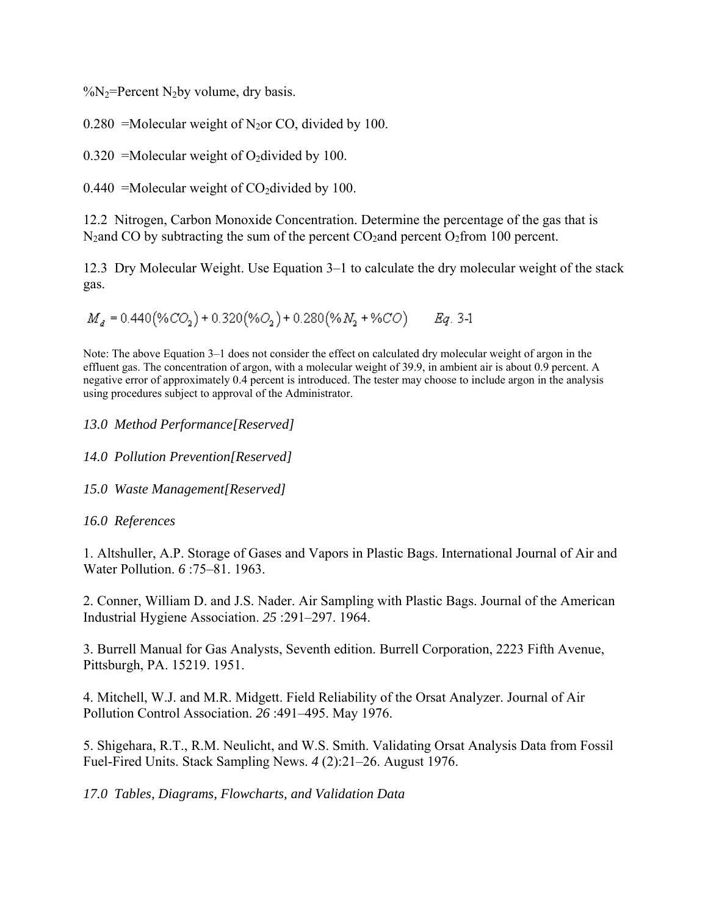$\%N_2$=Percent $N_2$ by volume, dry basis.

0.280 =Molecular weight of $N_2$ or CO, divided by 100.

0.320 =Molecular weight of $O_2$ divided by 100.

0.440 =Molecular weight of $CO_2$ divided by 100.

12.2 Nitrogen, Carbon Monoxide Concentration. Determine the percentage of the gas that is $N_2$ and CO by subtracting the sum of the percent $CO_2$ and percent $O_2$ from 100 percent.

12.3 Dry Molecular Weight. Use Equation 3–1 to calculate the dry molecular weight of the stack gas.

$$M_d = 0.440(\%CO_2) + 0.320(\%O_2) + 0.280(\%N_2 + \%CO) \qquad Eq.\ 3\text{-}1$$

Note: The above Equation 3–1 does not consider the effect on calculated dry molecular weight of argon in the effluent gas. The concentration of argon, with a molecular weight of 39.9, in ambient air is about 0.9 percent. A negative error of approximately 0.4 percent is introduced. The tester may choose to include argon in the analysis using procedures subject to approval of the Administrator.

*13.0 Method Performance[Reserved]*

*14.0 Pollution Prevention[Reserved]*

*15.0 Waste Management[Reserved]*

*16.0 References*

1. Altshuller, A.P. Storage of Gases and Vapors in Plastic Bags. International Journal of Air and Water Pollution. *6* :75–81. 1963.

2. Conner, William D. and J.S. Nader. Air Sampling with Plastic Bags. Journal of the American Industrial Hygiene Association. *25* :291–297. 1964.

3. Burrell Manual for Gas Analysts, Seventh edition. Burrell Corporation, 2223 Fifth Avenue, Pittsburgh, PA. 15219. 1951.

4. Mitchell, W.J. and M.R. Midgett. Field Reliability of the Orsat Analyzer. Journal of Air Pollution Control Association. *26* :491–495. May 1976.

5. Shigehara, R.T., R.M. Neulicht, and W.S. Smith. Validating Orsat Analysis Data from Fossil Fuel-Fired Units. Stack Sampling News. *4* (2):21–26. August 1976.

*17.0 Tables, Diagrams, Flowcharts, and Validation Data*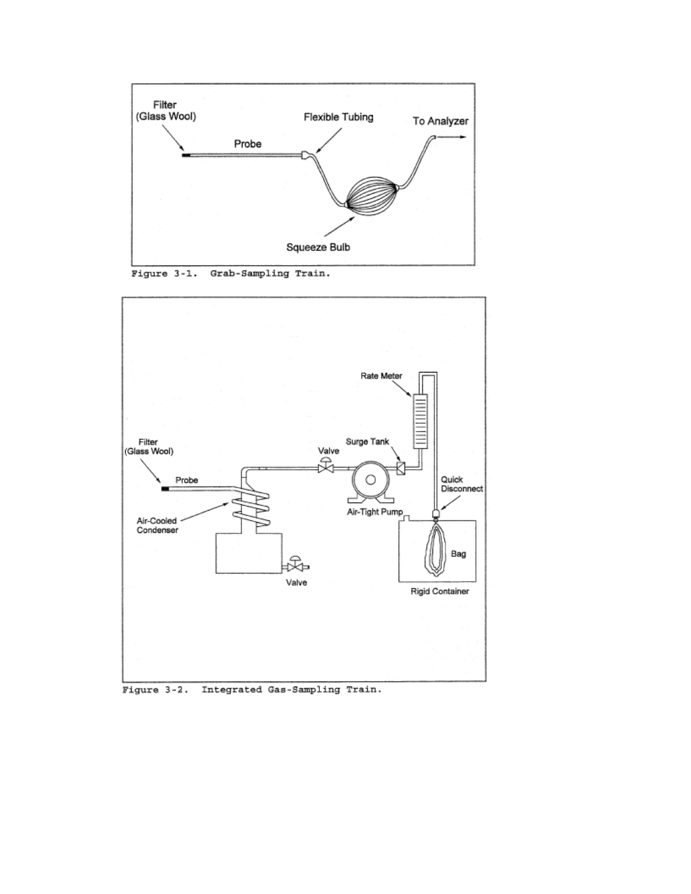Figure 3-1. Grab-Sampling Train.

Figure 3-2. Integrated Gas-Sampling Train.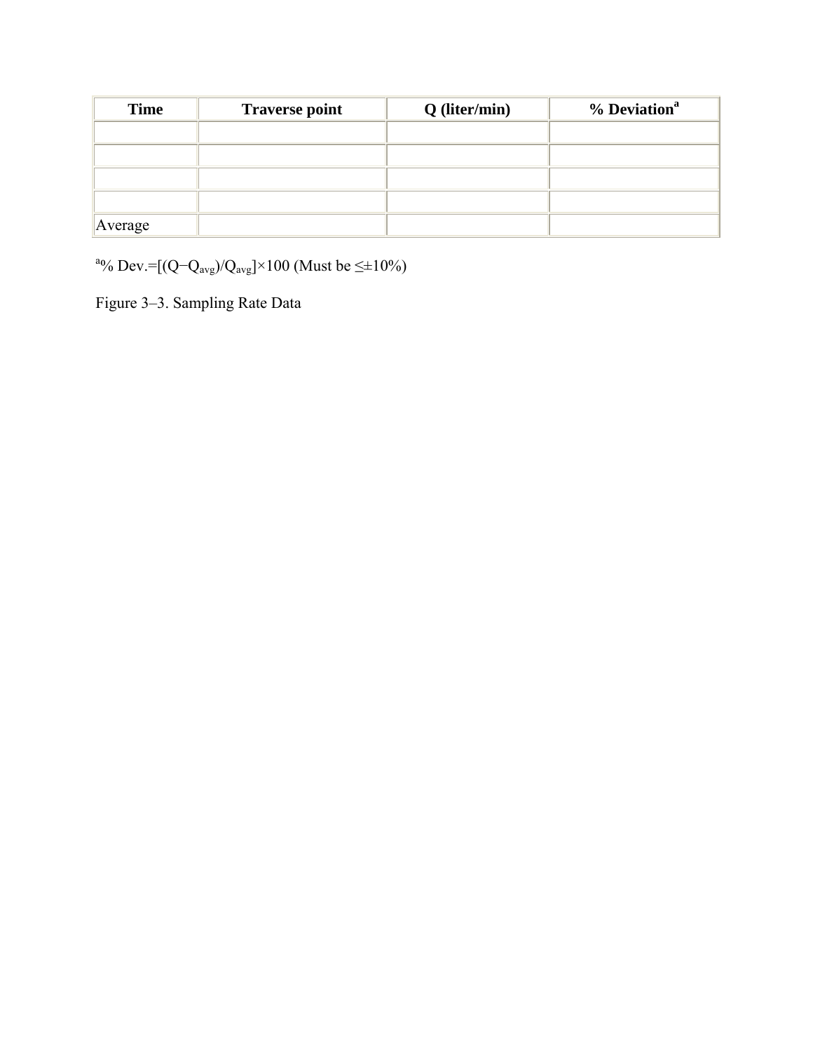| Time | Traverse point | Q (liter/min) | % Deviation[a] |
| --- | --- | --- | --- |
| | | | |
| | | | |
| | | | |
| | | | |
| Average | | | |

[a]% Dev.=$[(Q-Q_{avg})/Q_{avg}]\times 100$ (Must be $\leq\pm 10\%$)

Figure 3–3. Sampling Rate Data